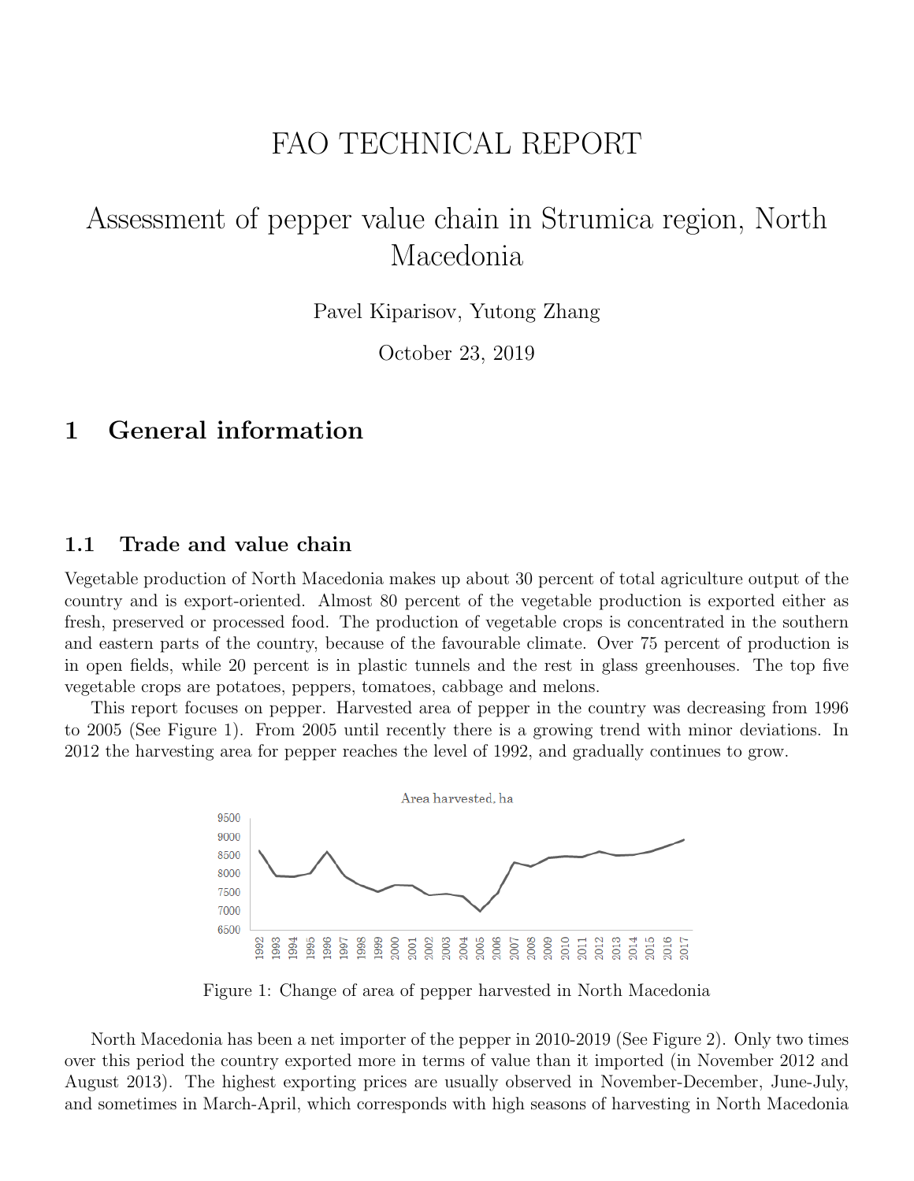# FAO TECHNICAL REPORT

## Assessment of pepper value chain in Strumica region, North Macedonia

Pavel Kiparisov, Yutong Zhang

October 23, 2019

## 1 General information

### 1.1 Trade and value chain

Vegetable production of North Macedonia makes up about 30 percent of total agriculture output of the country and is export-oriented. Almost 80 percent of the vegetable production is exported either as fresh, preserved or processed food. The production of vegetable crops is concentrated in the southern and eastern parts of the country, because of the favourable climate. Over 75 percent of production is in open fields, while 20 percent is in plastic tunnels and the rest in glass greenhouses. The top five vegetable crops are potatoes, peppers, tomatoes, cabbage and melons.

This report focuses on pepper. Harvested area of pepper in the country was decreasing from 1996 to 2005 (See Figure 1). From 2005 until recently there is a growing trend with minor deviations. In 2012 the harvesting area for pepper reaches the level of 1992, and gradually continues to grow.

Figure 1: Change of area of pepper harvested in North Macedonia

North Macedonia has been a net importer of the pepper in 2010-2019 (See Figure 2). Only two times over this period the country exported more in terms of value than it imported (in November 2012 and August 2013). The highest exporting prices are usually observed in November-December, June-July, and sometimes in March-April, which corresponds with high seasons of harvesting in North Macedonia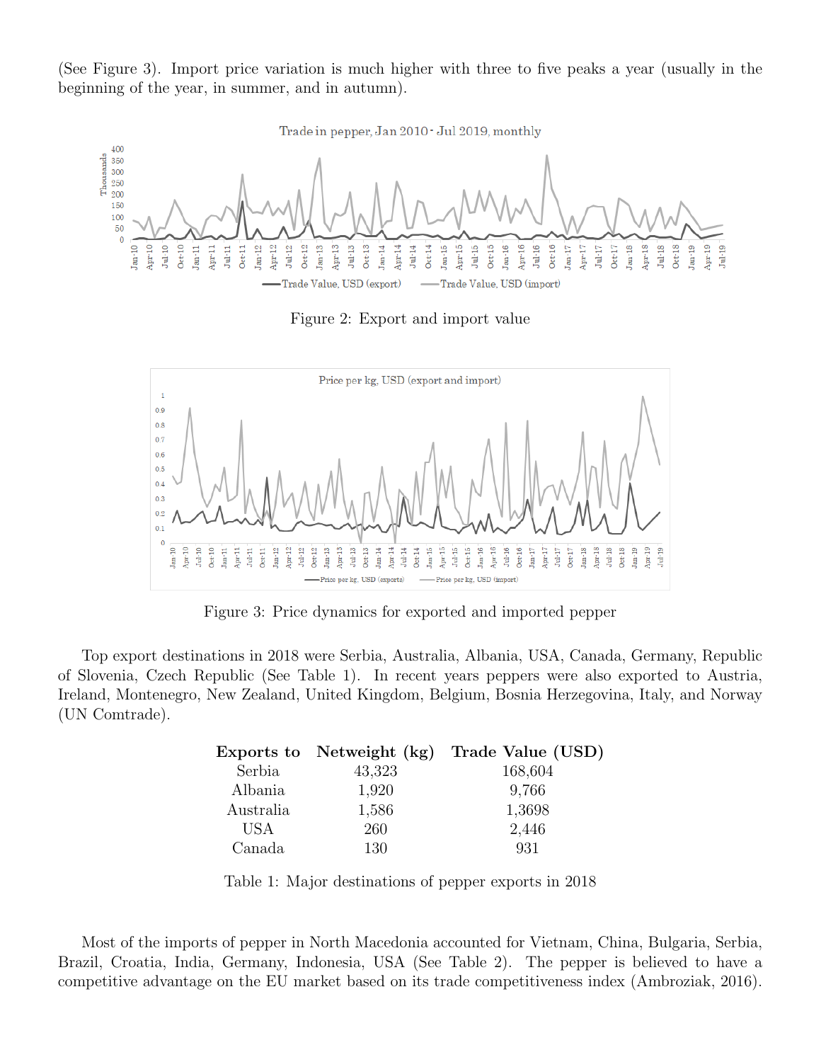(See Figure 3). Import price variation is much higher with three to five peaks a year (usually in the beginning of the year, in summer, and in autumn).

Figure 2: Export and import value

Figure 3: Price dynamics for exported and imported pepper

Top export destinations in 2018 were Serbia, Australia, Albania, USA, Canada, Germany, Republic of Slovenia, Czech Republic (See Table 1). In recent years peppers were also exported to Austria, Ireland, Montenegro, New Zealand, United Kingdom, Belgium, Bosnia Herzegovina, Italy, and Norway (UN Comtrade).

| Exports to | Netweight (kg) | Trade Value (USD) |
|---|---|---|
| Serbia | 43,323 | 168,604 |
| Albania | 1,920 | 9,766 |
| Australia | 1,586 | 1,3698 |
| USA | 260 | 2,446 |
| Canada | 130 | 931 |

Table 1: Major destinations of pepper exports in 2018

Most of the imports of pepper in North Macedonia accounted for Vietnam, China, Bulgaria, Serbia, Brazil, Croatia, India, Germany, Indonesia, USA (See Table 2). The pepper is believed to have a competitive advantage on the EU market based on its trade competitiveness index (Ambroziak, 2016).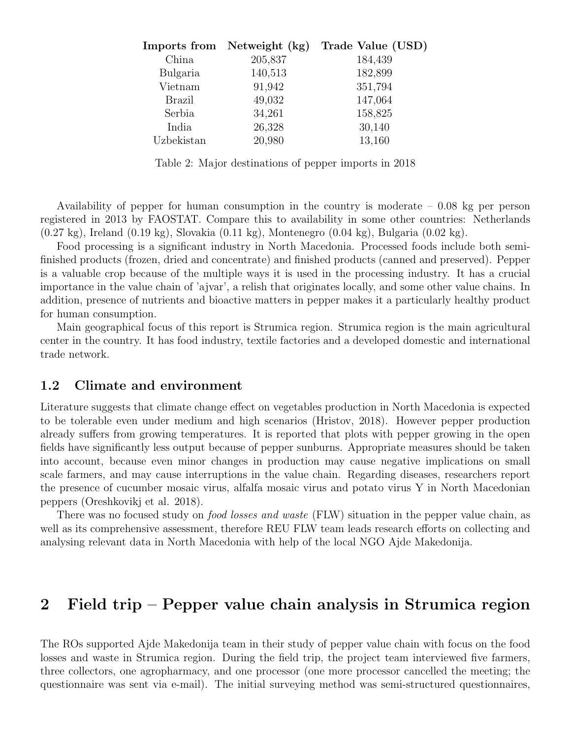| Imports from | Netweight (kg) | Trade Value (USD) |
|---|---|---|
| China | 205,837 | 184,439 |
| Bulgaria | 140,513 | 182,899 |
| Vietnam | 91,942 | 351,794 |
| Brazil | 49,032 | 147,064 |
| Serbia | 34,261 | 158,825 |
| India | 26,328 | 30,140 |
| Uzbekistan | 20,980 | 13,160 |

Table 2: Major destinations of pepper imports in 2018

Availability of pepper for human consumption in the country is moderate – 0.08 kg per person registered in 2013 by FAOSTAT. Compare this to availability in some other countries: Netherlands (0.27 kg), Ireland (0.19 kg), Slovakia (0.11 kg), Montenegro (0.04 kg), Bulgaria (0.02 kg).

Food processing is a significant industry in North Macedonia. Processed foods include both semi-finished products (frozen, dried and concentrate) and finished products (canned and preserved). Pepper is a valuable crop because of the multiple ways it is used in the processing industry. It has a crucial importance in the value chain of 'ajvar', a relish that originates locally, and some other value chains. In addition, presence of nutrients and bioactive matters in pepper makes it a particularly healthy product for human consumption.

Main geographical focus of this report is Strumica region. Strumica region is the main agricultural center in the country. It has food industry, textile factories and a developed domestic and international trade network.

### 1.2 Climate and environment

Literature suggests that climate change effect on vegetables production in North Macedonia is expected to be tolerable even under medium and high scenarios (Hristov, 2018). However pepper production already suffers from growing temperatures. It is reported that plots with pepper growing in the open fields have significantly less output because of pepper sunburns. Appropriate measures should be taken into account, because even minor changes in production may cause negative implications on small scale farmers, and may cause interruptions in the value chain. Regarding diseases, researchers report the presence of cucumber mosaic virus, alfalfa mosaic virus and potato virus Y in North Macedonian peppers (Oreshkovikj et al. 2018).

There was no focused study on *food losses and waste* (FLW) situation in the pepper value chain, as well as its comprehensive assessment, therefore REU FLW team leads research efforts on collecting and analysing relevant data in North Macedonia with help of the local NGO Ajde Makedonija.

## 2 Field trip – Pepper value chain analysis in Strumica region

The ROs supported Ajde Makedonija team in their study of pepper value chain with focus on the food losses and waste in Strumica region. During the field trip, the project team interviewed five farmers, three collectors, one agropharmacy, and one processor (one more processor cancelled the meeting; the questionnaire was sent via e-mail). The initial surveying method was semi-structured questionnaires,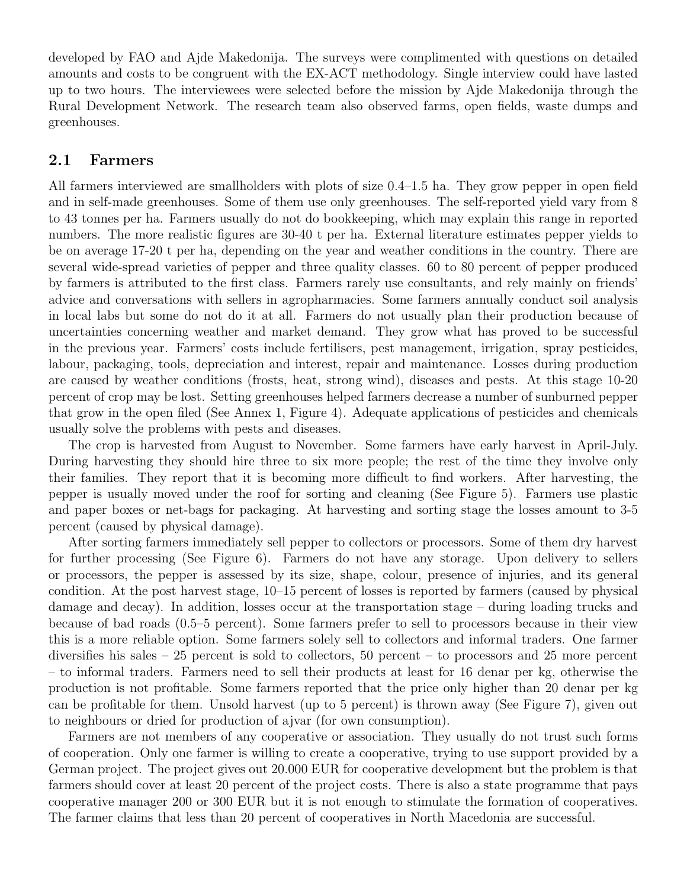developed by FAO and Ajde Makedonija. The surveys were complimented with questions on detailed amounts and costs to be congruent with the EX-ACT methodology. Single interview could have lasted up to two hours. The interviewees were selected before the mission by Ajde Makedonija through the Rural Development Network. The research team also observed farms, open fields, waste dumps and greenhouses.

## 2.1 Farmers

All farmers interviewed are smallholders with plots of size 0.4–1.5 ha. They grow pepper in open field and in self-made greenhouses. Some of them use only greenhouses. The self-reported yield vary from 8 to 43 tonnes per ha. Farmers usually do not do bookkeeping, which may explain this range in reported numbers. The more realistic figures are 30-40 t per ha. External literature estimates pepper yields to be on average 17-20 t per ha, depending on the year and weather conditions in the country. There are several wide-spread varieties of pepper and three quality classes. 60 to 80 percent of pepper produced by farmers is attributed to the first class. Farmers rarely use consultants, and rely mainly on friends' advice and conversations with sellers in agropharmacies. Some farmers annually conduct soil analysis in local labs but some do not do it at all. Farmers do not usually plan their production because of uncertainties concerning weather and market demand. They grow what has proved to be successful in the previous year. Farmers' costs include fertilisers, pest management, irrigation, spray pesticides, labour, packaging, tools, depreciation and interest, repair and maintenance. Losses during production are caused by weather conditions (frosts, heat, strong wind), diseases and pests. At this stage 10-20 percent of crop may be lost. Setting greenhouses helped farmers decrease a number of sunburned pepper that grow in the open filed (See Annex 1, Figure 4). Adequate applications of pesticides and chemicals usually solve the problems with pests and diseases.

The crop is harvested from August to November. Some farmers have early harvest in April-July. During harvesting they should hire three to six more people; the rest of the time they involve only their families. They report that it is becoming more difficult to find workers. After harvesting, the pepper is usually moved under the roof for sorting and cleaning (See Figure 5). Farmers use plastic and paper boxes or net-bags for packaging. At harvesting and sorting stage the losses amount to 3-5 percent (caused by physical damage).

After sorting farmers immediately sell pepper to collectors or processors. Some of them dry harvest for further processing (See Figure 6). Farmers do not have any storage. Upon delivery to sellers or processors, the pepper is assessed by its size, shape, colour, presence of injuries, and its general condition. At the post harvest stage, 10–15 percent of losses is reported by farmers (caused by physical damage and decay). In addition, losses occur at the transportation stage – during loading trucks and because of bad roads (0.5–5 percent). Some farmers prefer to sell to processors because in their view this is a more reliable option. Some farmers solely sell to collectors and informal traders. One farmer diversifies his sales – 25 percent is sold to collectors, 50 percent – to processors and 25 more percent – to informal traders. Farmers need to sell their products at least for 16 denar per kg, otherwise the production is not profitable. Some farmers reported that the price only higher than 20 denar per kg can be profitable for them. Unsold harvest (up to 5 percent) is thrown away (See Figure 7), given out to neighbours or dried for production of ajvar (for own consumption).

Farmers are not members of any cooperative or association. They usually do not trust such forms of cooperation. Only one farmer is willing to create a cooperative, trying to use support provided by a German project. The project gives out 20.000 EUR for cooperative development but the problem is that farmers should cover at least 20 percent of the project costs. There is also a state programme that pays cooperative manager 200 or 300 EUR but it is not enough to stimulate the formation of cooperatives. The farmer claims that less than 20 percent of cooperatives in North Macedonia are successful.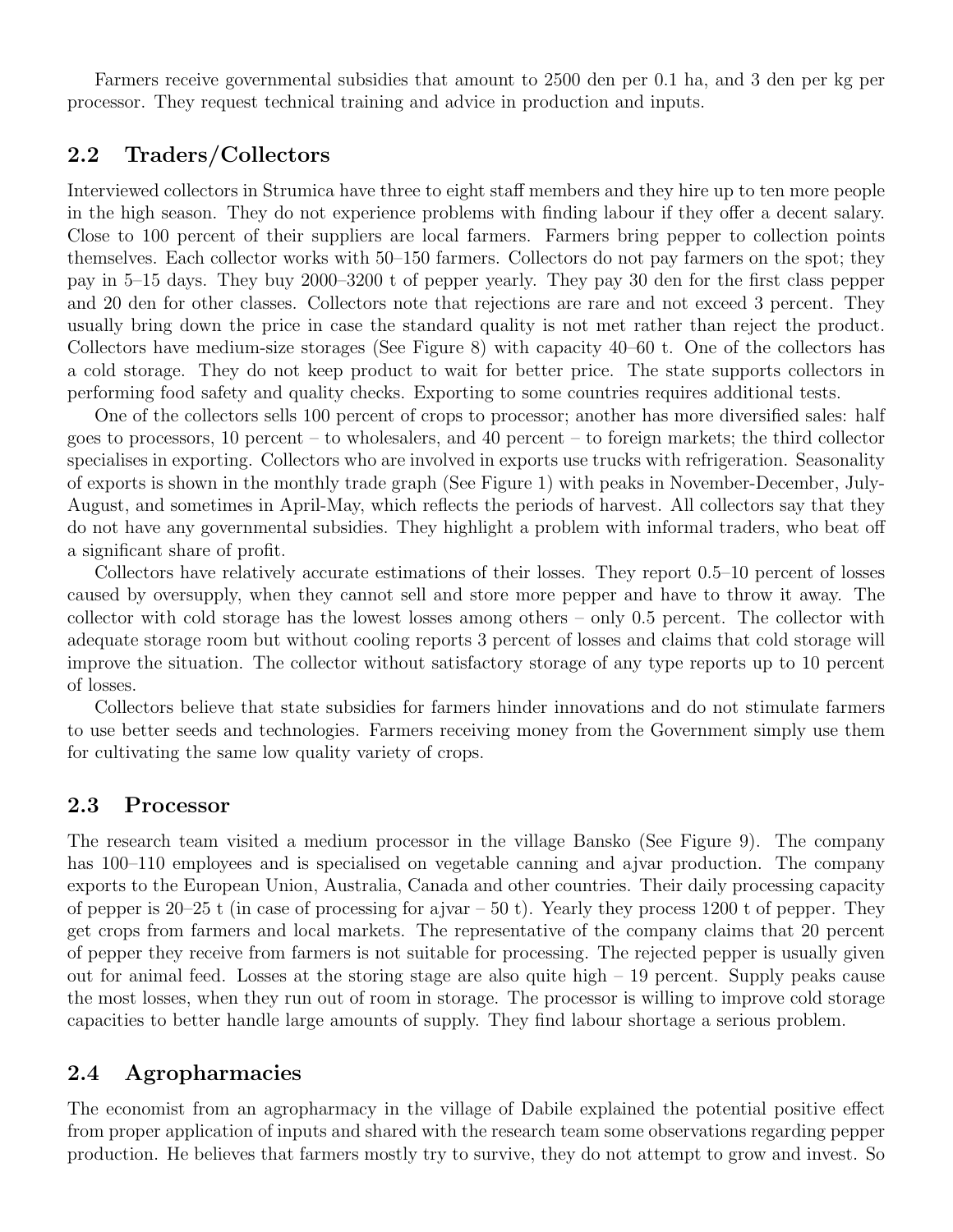Farmers receive governmental subsidies that amount to 2500 den per 0.1 ha, and 3 den per kg per processor. They request technical training and advice in production and inputs.

## 2.2 Traders/Collectors

Interviewed collectors in Strumica have three to eight staff members and they hire up to ten more people in the high season. They do not experience problems with finding labour if they offer a decent salary. Close to 100 percent of their suppliers are local farmers. Farmers bring pepper to collection points themselves. Each collector works with 50–150 farmers. Collectors do not pay farmers on the spot; they pay in 5–15 days. They buy 2000–3200 t of pepper yearly. They pay 30 den for the first class pepper and 20 den for other classes. Collectors note that rejections are rare and not exceed 3 percent. They usually bring down the price in case the standard quality is not met rather than reject the product. Collectors have medium-size storages (See Figure 8) with capacity 40–60 t. One of the collectors has a cold storage. They do not keep product to wait for better price. The state supports collectors in performing food safety and quality checks. Exporting to some countries requires additional tests.

One of the collectors sells 100 percent of crops to processor; another has more diversified sales: half goes to processors, 10 percent – to wholesalers, and 40 percent – to foreign markets; the third collector specialises in exporting. Collectors who are involved in exports use trucks with refrigeration. Seasonality of exports is shown in the monthly trade graph (See Figure 1) with peaks in November-December, July-August, and sometimes in April-May, which reflects the periods of harvest. All collectors say that they do not have any governmental subsidies. They highlight a problem with informal traders, who beat off a significant share of profit.

Collectors have relatively accurate estimations of their losses. They report 0.5–10 percent of losses caused by oversupply, when they cannot sell and store more pepper and have to throw it away. The collector with cold storage has the lowest losses among others – only 0.5 percent. The collector with adequate storage room but without cooling reports 3 percent of losses and claims that cold storage will improve the situation. The collector without satisfactory storage of any type reports up to 10 percent of losses.

Collectors believe that state subsidies for farmers hinder innovations and do not stimulate farmers to use better seeds and technologies. Farmers receiving money from the Government simply use them for cultivating the same low quality variety of crops.

## 2.3 Processor

The research team visited a medium processor in the village Bansko (See Figure 9). The company has 100–110 employees and is specialised on vegetable canning and ajvar production. The company exports to the European Union, Australia, Canada and other countries. Their daily processing capacity of pepper is 20–25 t (in case of processing for ajvar – 50 t). Yearly they process 1200 t of pepper. They get crops from farmers and local markets. The representative of the company claims that 20 percent of pepper they receive from farmers is not suitable for processing. The rejected pepper is usually given out for animal feed. Losses at the storing stage are also quite high – 19 percent. Supply peaks cause the most losses, when they run out of room in storage. The processor is willing to improve cold storage capacities to better handle large amounts of supply. They find labour shortage a serious problem.

## 2.4 Agropharmacies

The economist from an agropharmacy in the village of Dabile explained the potential positive effect from proper application of inputs and shared with the research team some observations regarding pepper production. He believes that farmers mostly try to survive, they do not attempt to grow and invest. So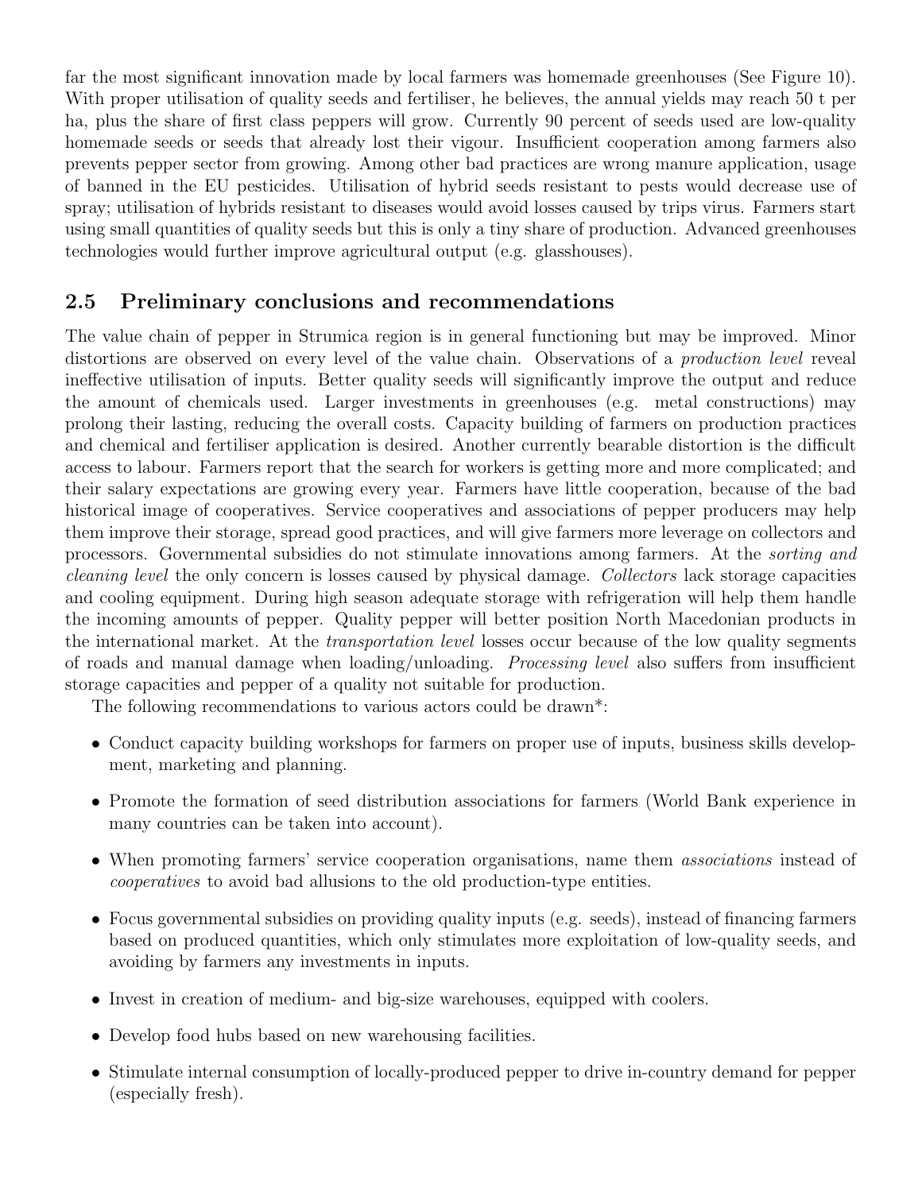far the most significant innovation made by local farmers was homemade greenhouses (See Figure 10). With proper utilisation of quality seeds and fertiliser, he believes, the annual yields may reach 50 t per ha, plus the share of first class peppers will grow. Currently 90 percent of seeds used are low-quality homemade seeds or seeds that already lost their vigour. Insufficient cooperation among farmers also prevents pepper sector from growing. Among other bad practices are wrong manure application, usage of banned in the EU pesticides. Utilisation of hybrid seeds resistant to pests would decrease use of spray; utilisation of hybrids resistant to diseases would avoid losses caused by trips virus. Farmers start using small quantities of quality seeds but this is only a tiny share of production. Advanced greenhouses technologies would further improve agricultural output (e.g. glasshouses).

## 2.5 Preliminary conclusions and recommendations

The value chain of pepper in Strumica region is in general functioning but may be improved. Minor distortions are observed on every level of the value chain. Observations of a *production level* reveal ineffective utilisation of inputs. Better quality seeds will significantly improve the output and reduce the amount of chemicals used. Larger investments in greenhouses (e.g. metal constructions) may prolong their lasting, reducing the overall costs. Capacity building of farmers on production practices and chemical and fertiliser application is desired. Another currently bearable distortion is the difficult access to labour. Farmers report that the search for workers is getting more and more complicated; and their salary expectations are growing every year. Farmers have little cooperation, because of the bad historical image of cooperatives. Service cooperatives and associations of pepper producers may help them improve their storage, spread good practices, and will give farmers more leverage on collectors and processors. Governmental subsidies do not stimulate innovations among farmers. At the *sorting and cleaning level* the only concern is losses caused by physical damage. *Collectors* lack storage capacities and cooling equipment. During high season adequate storage with refrigeration will help them handle the incoming amounts of pepper. Quality pepper will better position North Macedonian products in the international market. At the *transportation level* losses occur because of the low quality segments of roads and manual damage when loading/unloading. *Processing level* also suffers from insufficient storage capacities and pepper of a quality not suitable for production.

The following recommendations to various actors could be drawn*:

- Conduct capacity building workshops for farmers on proper use of inputs, business skills development, marketing and planning.
- Promote the formation of seed distribution associations for farmers (World Bank experience in many countries can be taken into account).
- When promoting farmers' service cooperation organisations, name them *associations* instead of *cooperatives* to avoid bad allusions to the old production-type entities.
- Focus governmental subsidies on providing quality inputs (e.g. seeds), instead of financing farmers based on produced quantities, which only stimulates more exploitation of low-quality seeds, and avoiding by farmers any investments in inputs.
- Invest in creation of medium- and big-size warehouses, equipped with coolers.
- Develop food hubs based on new warehousing facilities.
- Stimulate internal consumption of locally-produced pepper to drive in-country demand for pepper (especially fresh).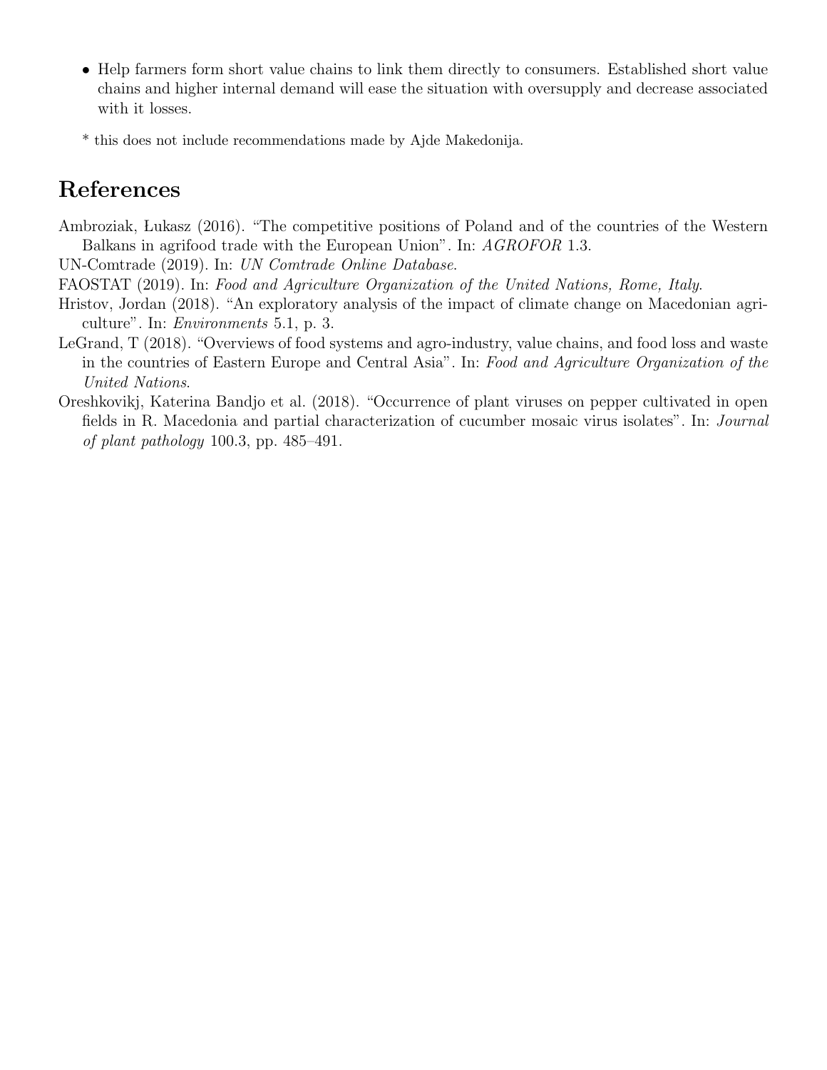- Help farmers form short value chains to link them directly to consumers. Established short value chains and higher internal demand will ease the situation with oversupply and decrease associated with it losses.

* this does not include recommendations made by Ajde Makedonija.

## References

Ambroziak, Łukasz (2016). "The competitive positions of Poland and of the countries of the Western Balkans in agrifood trade with the European Union". In: *AGROFOR* 1.3.

UN-Comtrade (2019). In: *UN Comtrade Online Database*.

FAOSTAT (2019). In: *Food and Agriculture Organization of the United Nations, Rome, Italy*.

Hristov, Jordan (2018). "An exploratory analysis of the impact of climate change on Macedonian agriculture". In: *Environments* 5.1, p. 3.

LeGrand, T (2018). "Overviews of food systems and agro-industry, value chains, and food loss and waste in the countries of Eastern Europe and Central Asia". In: *Food and Agriculture Organization of the United Nations*.

Oreshkovikj, Katerina Bandjo et al. (2018). "Occurrence of plant viruses on pepper cultivated in open fields in R. Macedonia and partial characterization of cucumber mosaic virus isolates". In: *Journal of plant pathology* 100.3, pp. 485–491.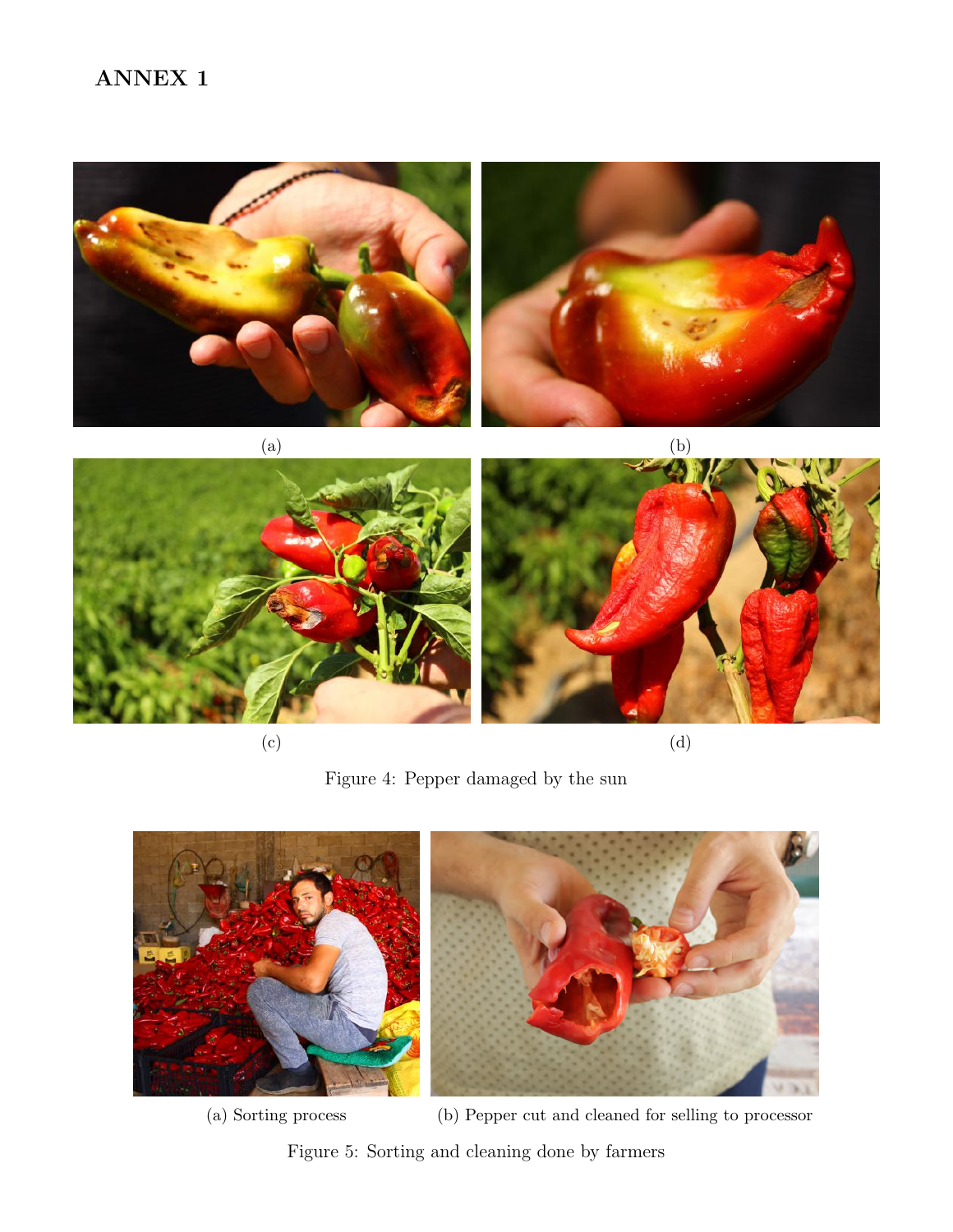# ANNEX 1

(a)

(b)

(c)

(d)

Figure 4: Pepper damaged by the sun

(a) Sorting process

(b) Pepper cut and cleaned for selling to processor

Figure 5: Sorting and cleaning done by farmers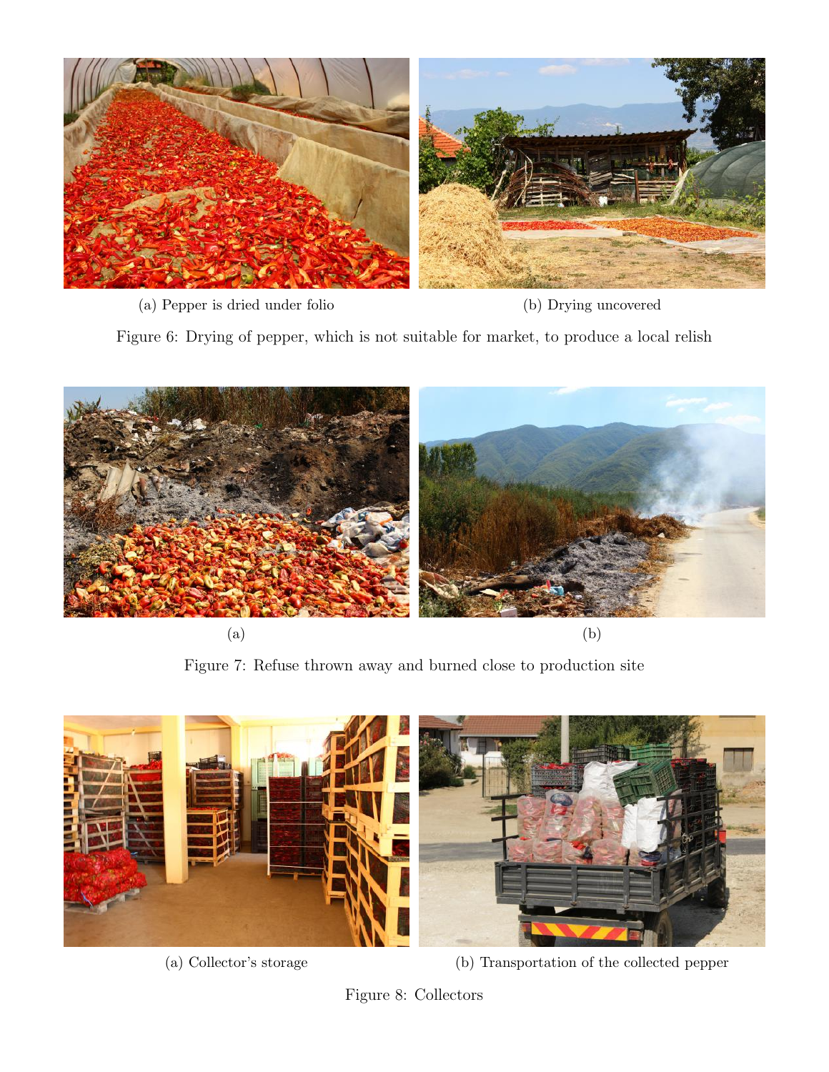(a) Pepper is dried under folio

(b) Drying uncovered

Figure 6: Drying of pepper, which is not suitable for market, to produce a local relish

(a)

(b)

Figure 7: Refuse thrown away and burned close to production site

(a) Collector's storage

(b) Transportation of the collected pepper

Figure 8: Collectors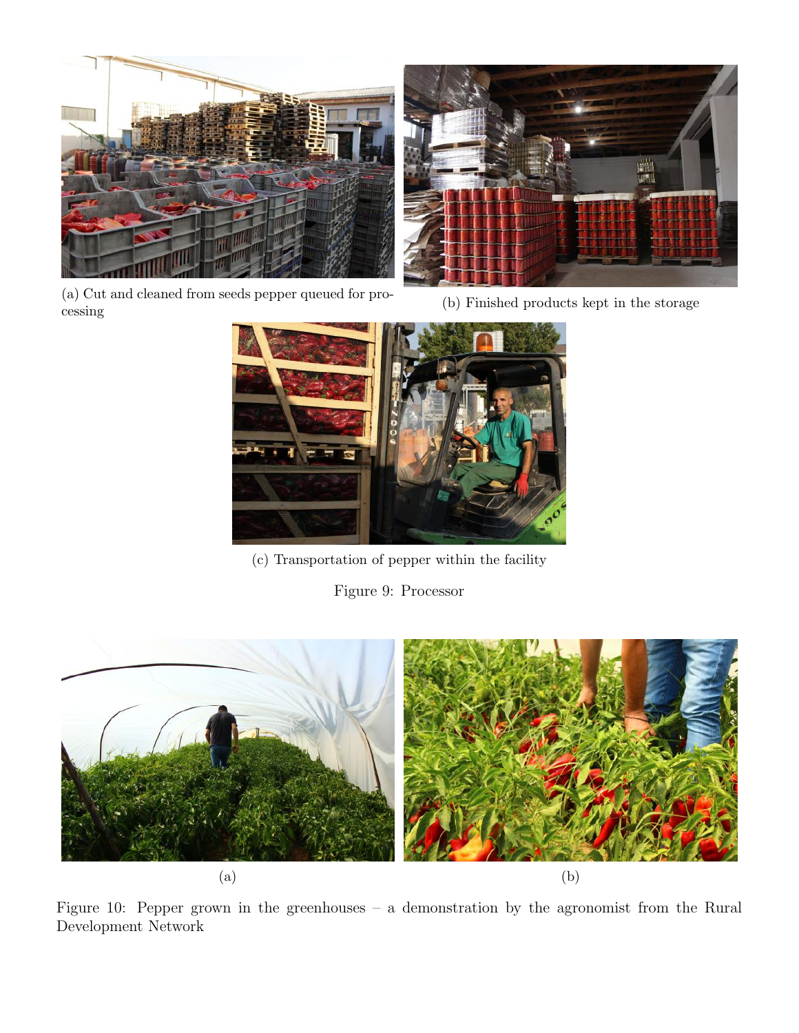(a) Cut and cleaned from seeds pepper queued for processing

(b) Finished products kept in the storage

(c) Transportation of pepper within the facility

Figure 9: Processor

(a)

(b)

Figure 10: Pepper grown in the greenhouses – a demonstration by the agronomist from the Rural Development Network